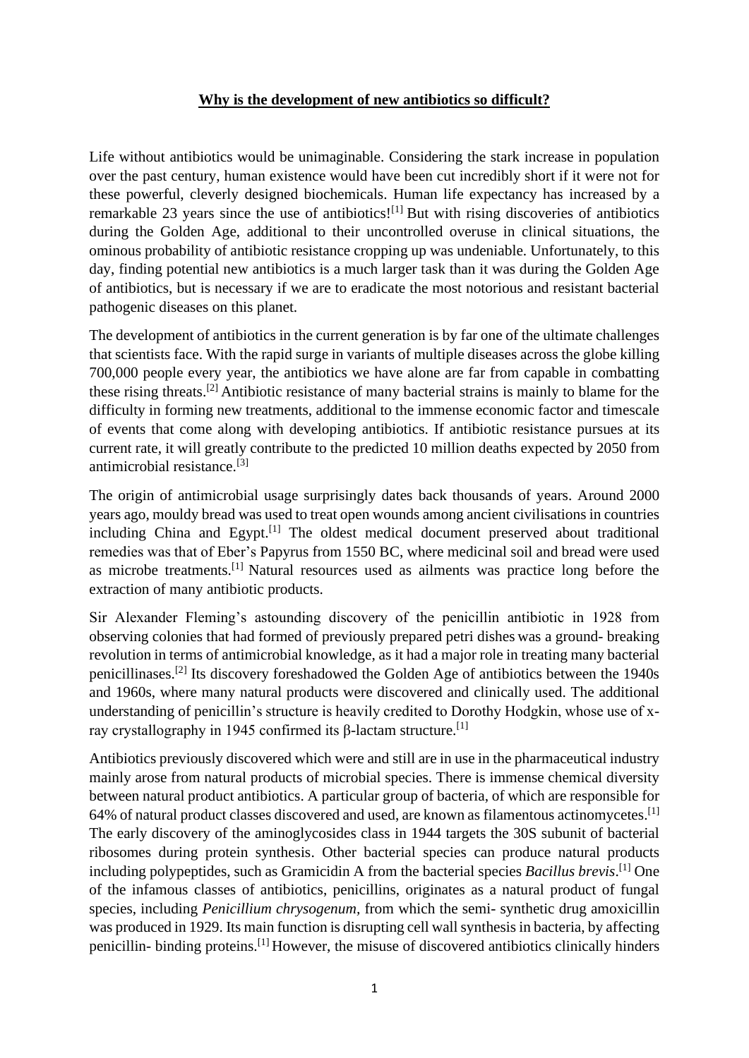# **Why is the development of new antibiotics so difficult?**

Life without antibiotics would be unimaginable. Considering the stark increase in population over the past century, human existence would have been cut incredibly short if it were not for these powerful, cleverly designed biochemicals. Human life expectancy has increased by a remarkable 23 years since the use of antibiotics![1] But with rising discoveries of antibiotics during the Golden Age, additional to their uncontrolled overuse in clinical situations, the ominous probability of antibiotic resistance cropping up was undeniable. Unfortunately, to this day, finding potential new antibiotics is a much larger task than it was during the Golden Age of antibiotics, but is necessary if we are to eradicate the most notorious and resistant bacterial pathogenic diseases on this planet.

The development of antibiotics in the current generation is by far one of the ultimate challenges that scientists face. With the rapid surge in variants of multiple diseases across the globe killing 700,000 people every year, the antibiotics we have alone are far from capable in combatting these rising threats.[2] Antibiotic resistance of many bacterial strains is mainly to blame for the difficulty in forming new treatments, additional to the immense economic factor and timescale of events that come along with developing antibiotics. If antibiotic resistance pursues at its current rate, it will greatly contribute to the predicted 10 million deaths expected by 2050 from antimicrobial resistance.[3]

The origin of antimicrobial usage surprisingly dates back thousands of years. Around 2000 years ago, mouldy bread was used to treat open wounds among ancient civilisations in countries including China and Egypt.[1] The oldest medical document preserved about traditional remedies was that of Eber's Papyrus from 1550 BC, where medicinal soil and bread were used as microbe treatments.[1] Natural resources used as ailments was practice long before the extraction of many antibiotic products.

Sir Alexander Fleming's astounding discovery of the penicillin antibiotic in 1928 from observing colonies that had formed of previously prepared petri dishes was a ground- breaking revolution in terms of antimicrobial knowledge, as it had a major role in treating many bacterial penicillinases.[2] Its discovery foreshadowed the Golden Age of antibiotics between the 1940s and 1960s, where many natural products were discovered and clinically used. The additional understanding of penicillin's structure is heavily credited to Dorothy Hodgkin, whose use of x-ray crystallography in 1945 confirmed its β-lactam structure.[1]

Antibiotics previously discovered which were and still are in use in the pharmaceutical industry mainly arose from natural products of microbial species. There is immense chemical diversity between natural product antibiotics. A particular group of bacteria, of which are responsible for 64% of natural product classes discovered and used, are known as filamentous actinomycetes.[1] The early discovery of the aminoglycosides class in 1944 targets the 30S subunit of bacterial ribosomes during protein synthesis. Other bacterial species can produce natural products including polypeptides, such as Gramicidin A from the bacterial species *Bacillus brevis*.[1] One of the infamous classes of antibiotics, penicillins, originates as a natural product of fungal species, including *Penicillium chrysogenum,* from which the semi- synthetic drug amoxicillin was produced in 1929. Its main function is disrupting cell wall synthesis in bacteria, by affecting penicillin- binding proteins.[1] However, the misuse of discovered antibiotics clinically hinders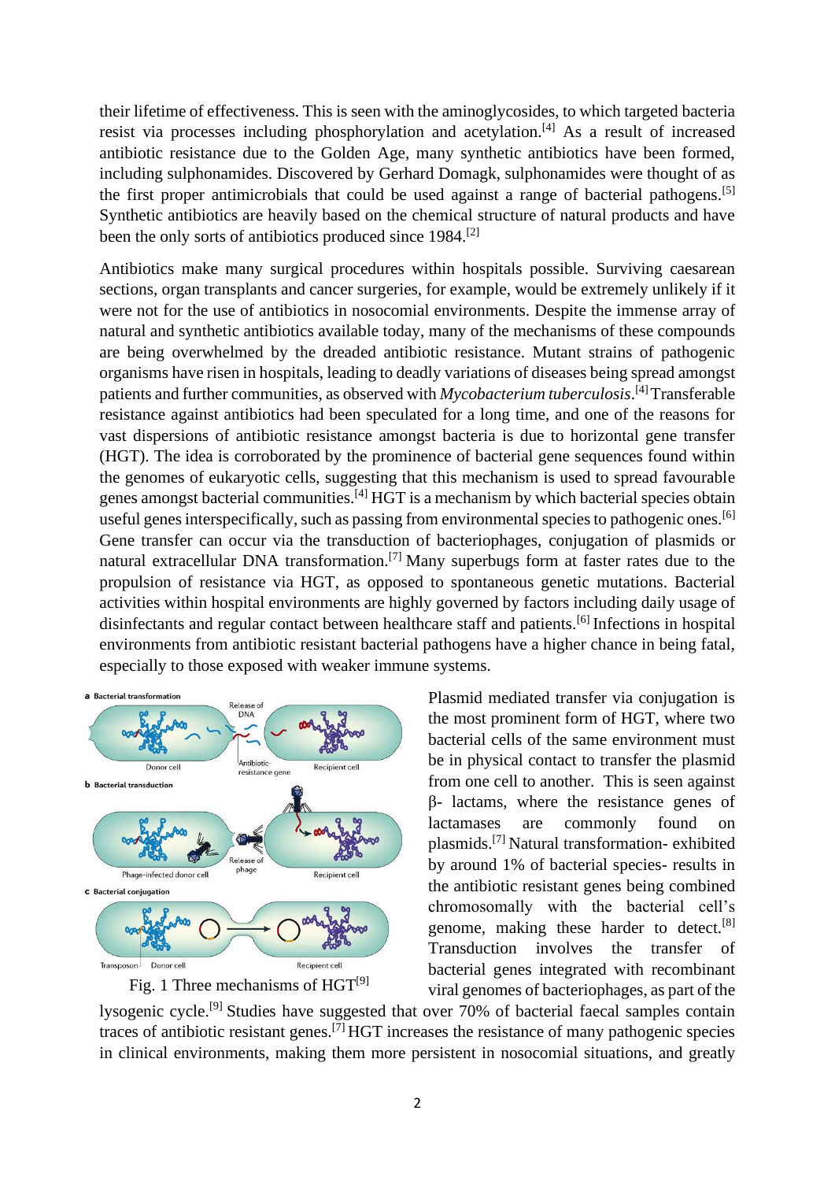their lifetime of effectiveness. This is seen with the aminoglycosides, to which targeted bacteria resist via processes including phosphorylation and acetylation.[4] As a result of increased antibiotic resistance due to the Golden Age, many synthetic antibiotics have been formed, including sulphonamides. Discovered by Gerhard Domagk, sulphonamides were thought of as the first proper antimicrobials that could be used against a range of bacterial pathogens.[5] Synthetic antibiotics are heavily based on the chemical structure of natural products and have been the only sorts of antibiotics produced since 1984.[2]

Antibiotics make many surgical procedures within hospitals possible. Surviving caesarean sections, organ transplants and cancer surgeries, for example, would be extremely unlikely if it were not for the use of antibiotics in nosocomial environments. Despite the immense array of natural and synthetic antibiotics available today, many of the mechanisms of these compounds are being overwhelmed by the dreaded antibiotic resistance. Mutant strains of pathogenic organisms have risen in hospitals, leading to deadly variations of diseases being spread amongst patients and further communities, as observed with *Mycobacterium tuberculosis*.[4] Transferable resistance against antibiotics had been speculated for a long time, and one of the reasons for vast dispersions of antibiotic resistance amongst bacteria is due to horizontal gene transfer (HGT). The idea is corroborated by the prominence of bacterial gene sequences found within the genomes of eukaryotic cells, suggesting that this mechanism is used to spread favourable genes amongst bacterial communities.[4] HGT is a mechanism by which bacterial species obtain useful genes interspecifically, such as passing from environmental species to pathogenic ones.[6] Gene transfer can occur via the transduction of bacteriophages, conjugation of plasmids or natural extracellular DNA transformation.[7] Many superbugs form at faster rates due to the propulsion of resistance via HGT, as opposed to spontaneous genetic mutations. Bacterial activities within hospital environments are highly governed by factors including daily usage of disinfectants and regular contact between healthcare staff and patients.[6] Infections in hospital environments from antibiotic resistant bacterial pathogens have a higher chance in being fatal, especially to those exposed with weaker immune systems.

Fig. 1 Three mechanisms of HGT[9]

Plasmid mediated transfer via conjugation is the most prominent form of HGT, where two bacterial cells of the same environment must be in physical contact to transfer the plasmid from one cell to another. This is seen against β- lactams, where the resistance genes of lactamases are commonly found on plasmids.[7] Natural transformation- exhibited by around 1% of bacterial species- results in the antibiotic resistant genes being combined chromosomally with the bacterial cell's genome, making these harder to detect.[8] Transduction involves the transfer of bacterial genes integrated with recombinant viral genomes of bacteriophages, as part of the lysogenic cycle.[9] Studies have suggested that over 70% of bacterial faecal samples contain traces of antibiotic resistant genes.[7] HGT increases the resistance of many pathogenic species in clinical environments, making them more persistent in nosocomial situations, and greatly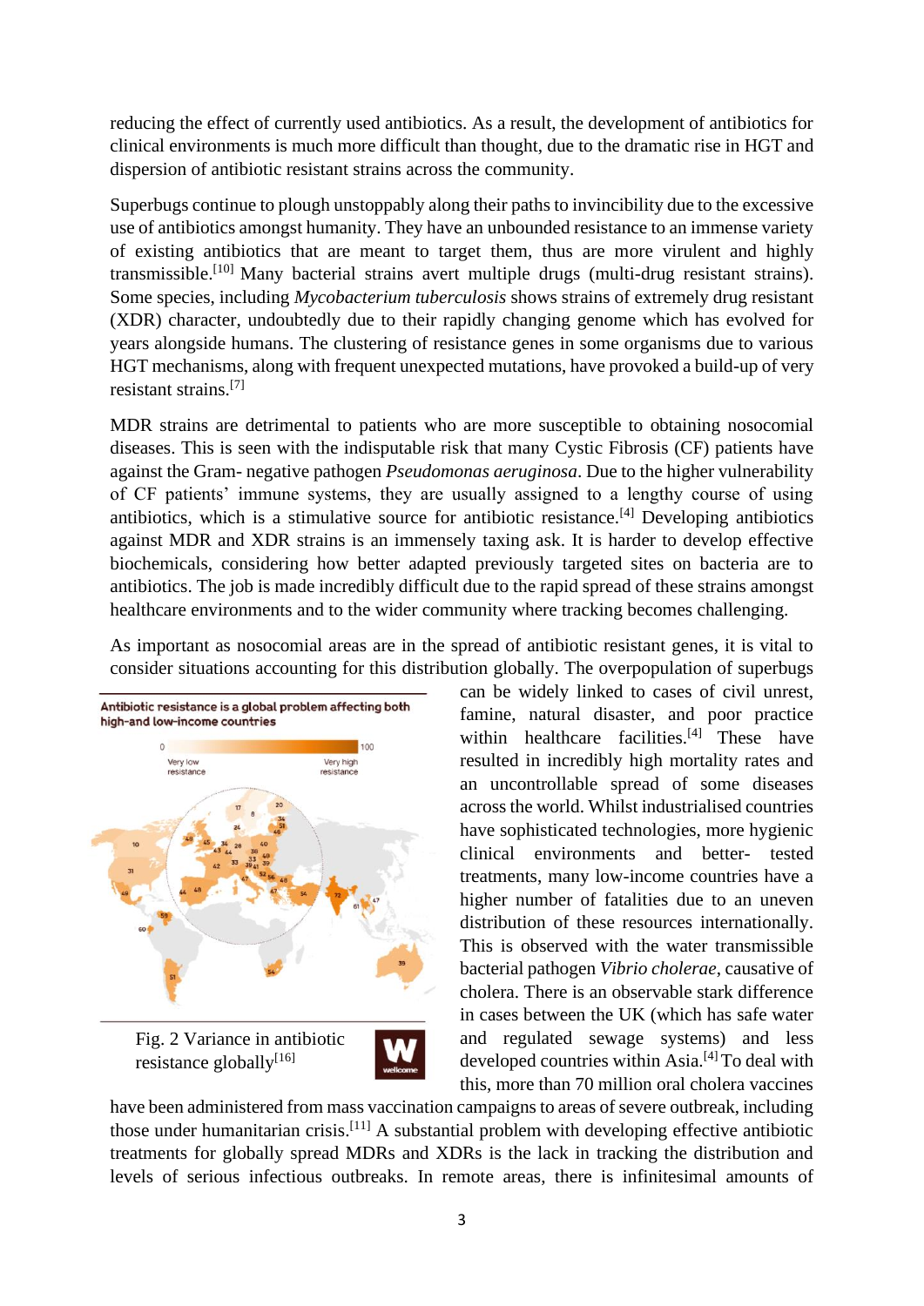reducing the effect of currently used antibiotics. As a result, the development of antibiotics for clinical environments is much more difficult than thought, due to the dramatic rise in HGT and dispersion of antibiotic resistant strains across the community.

Superbugs continue to plough unstoppably along their paths to invincibility due to the excessive use of antibiotics amongst humanity. They have an unbounded resistance to an immense variety of existing antibiotics that are meant to target them, thus are more virulent and highly transmissible.[10] Many bacterial strains avert multiple drugs (multi-drug resistant strains). Some species, including *Mycobacterium tuberculosis* shows strains of extremely drug resistant (XDR) character, undoubtedly due to their rapidly changing genome which has evolved for years alongside humans. The clustering of resistance genes in some organisms due to various HGT mechanisms, along with frequent unexpected mutations, have provoked a build-up of very resistant strains.[7]

MDR strains are detrimental to patients who are more susceptible to obtaining nosocomial diseases. This is seen with the indisputable risk that many Cystic Fibrosis (CF) patients have against the Gram- negative pathogen *Pseudomonas aeruginosa*. Due to the higher vulnerability of CF patients' immune systems, they are usually assigned to a lengthy course of using antibiotics, which is a stimulative source for antibiotic resistance.[4] Developing antibiotics against MDR and XDR strains is an immensely taxing ask. It is harder to develop effective biochemicals, considering how better adapted previously targeted sites on bacteria are to antibiotics. The job is made incredibly difficult due to the rapid spread of these strains amongst healthcare environments and to the wider community where tracking becomes challenging.

As important as nosocomial areas are in the spread of antibiotic resistant genes, it is vital to consider situations accounting for this distribution globally. The overpopulation of superbugs can be widely linked to cases of civil unrest, famine, natural disaster, and poor practice within healthcare facilities.[4] These have resulted in incredibly high mortality rates and an uncontrollable spread of some diseases across the world. Whilst industrialised countries have sophisticated technologies, more hygienic clinical environments and better- tested treatments, many low-income countries have a higher number of fatalities due to an uneven distribution of these resources internationally. This is observed with the water transmissible bacterial pathogen *Vibrio cholerae*, causative of cholera. There is an observable stark difference in cases between the UK (which has safe water and regulated sewage systems) and less developed countries within Asia.[4] To deal with this, more than 70 million oral cholera vaccines have been administered from mass vaccination campaigns to areas of severe outbreak, including those under humanitarian crisis.[11] A substantial problem with developing effective antibiotic treatments for globally spread MDRs and XDRs is the lack in tracking the distribution and levels of serious infectious outbreaks. In remote areas, there is infinitesimal amounts of

Fig. 2 Variance in antibiotic resistance globally[16]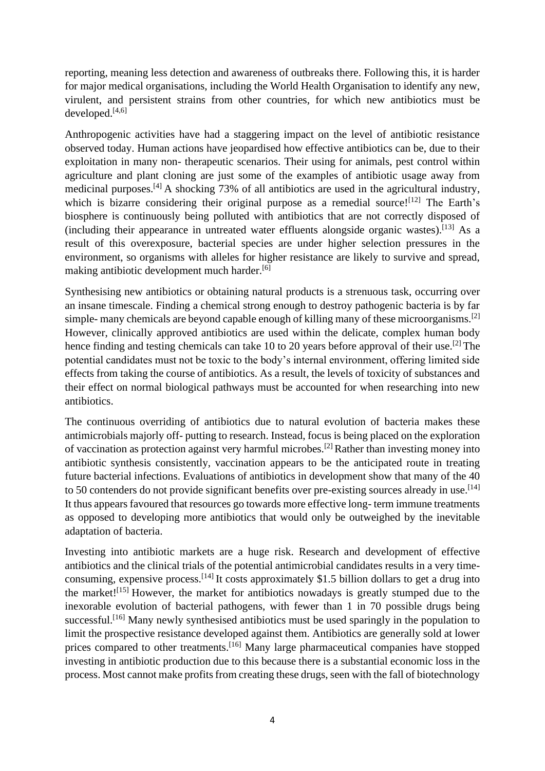reporting, meaning less detection and awareness of outbreaks there. Following this, it is harder for major medical organisations, including the World Health Organisation to identify any new, virulent, and persistent strains from other countries, for which new antibiotics must be developed.[4,6]

Anthropogenic activities have had a staggering impact on the level of antibiotic resistance observed today. Human actions have jeopardised how effective antibiotics can be, due to their exploitation in many non- therapeutic scenarios. Their using for animals, pest control within agriculture and plant cloning are just some of the examples of antibiotic usage away from medicinal purposes.[4] A shocking 73% of all antibiotics are used in the agricultural industry, which is bizarre considering their original purpose as a remedial source![12] The Earth's biosphere is continuously being polluted with antibiotics that are not correctly disposed of (including their appearance in untreated water effluents alongside organic wastes).[13] As a result of this overexposure, bacterial species are under higher selection pressures in the environment, so organisms with alleles for higher resistance are likely to survive and spread, making antibiotic development much harder.[6]

Synthesising new antibiotics or obtaining natural products is a strenuous task, occurring over an insane timescale. Finding a chemical strong enough to destroy pathogenic bacteria is by far simple- many chemicals are beyond capable enough of killing many of these microorganisms.[2] However, clinically approved antibiotics are used within the delicate, complex human body hence finding and testing chemicals can take 10 to 20 years before approval of their use.[2] The potential candidates must not be toxic to the body's internal environment, offering limited side effects from taking the course of antibiotics. As a result, the levels of toxicity of substances and their effect on normal biological pathways must be accounted for when researching into new antibiotics.

The continuous overriding of antibiotics due to natural evolution of bacteria makes these antimicrobials majorly off- putting to research. Instead, focus is being placed on the exploration of vaccination as protection against very harmful microbes.[2] Rather than investing money into antibiotic synthesis consistently, vaccination appears to be the anticipated route in treating future bacterial infections. Evaluations of antibiotics in development show that many of the 40 to 50 contenders do not provide significant benefits over pre-existing sources already in use.[14] It thus appears favoured that resources go towards more effective long- term immune treatments as opposed to developing more antibiotics that would only be outweighed by the inevitable adaptation of bacteria.

Investing into antibiotic markets are a huge risk. Research and development of effective antibiotics and the clinical trials of the potential antimicrobial candidates results in a very time-consuming, expensive process.[14] It costs approximately \$1.5 billion dollars to get a drug into the market![15] However, the market for antibiotics nowadays is greatly stumped due to the inexorable evolution of bacterial pathogens, with fewer than 1 in 70 possible drugs being successful.[16] Many newly synthesised antibiotics must be used sparingly in the population to limit the prospective resistance developed against them. Antibiotics are generally sold at lower prices compared to other treatments.[16] Many large pharmaceutical companies have stopped investing in antibiotic production due to this because there is a substantial economic loss in the process. Most cannot make profits from creating these drugs, seen with the fall of biotechnology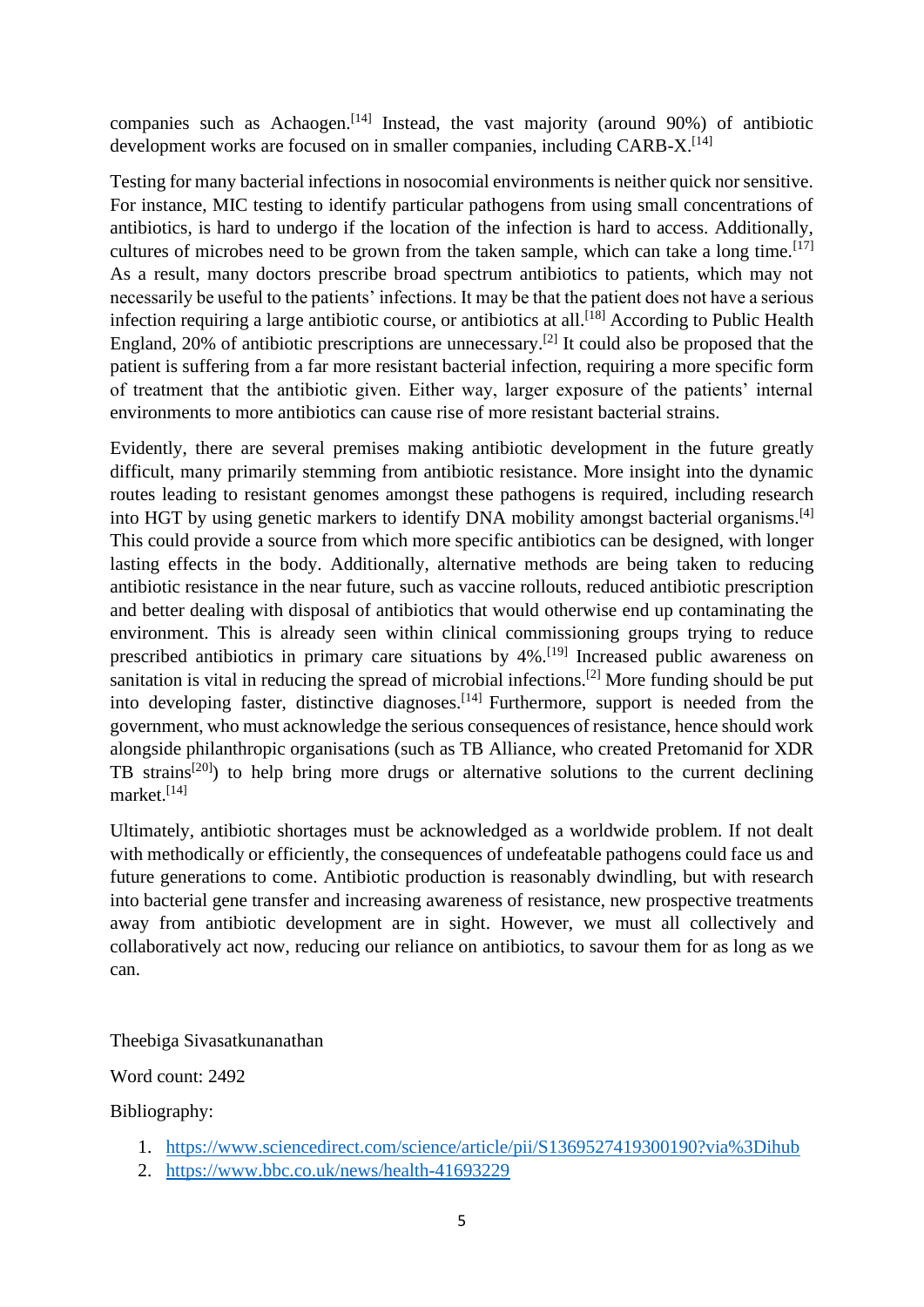companies such as Achaogen.[14] Instead, the vast majority (around 90%) of antibiotic development works are focused on in smaller companies, including CARB-X.[14]

Testing for many bacterial infections in nosocomial environments is neither quick nor sensitive. For instance, MIC testing to identify particular pathogens from using small concentrations of antibiotics, is hard to undergo if the location of the infection is hard to access. Additionally, cultures of microbes need to be grown from the taken sample, which can take a long time.[17] As a result, many doctors prescribe broad spectrum antibiotics to patients, which may not necessarily be useful to the patients' infections. It may be that the patient does not have a serious infection requiring a large antibiotic course, or antibiotics at all.[18] According to Public Health England, 20% of antibiotic prescriptions are unnecessary.[2] It could also be proposed that the patient is suffering from a far more resistant bacterial infection, requiring a more specific form of treatment that the antibiotic given. Either way, larger exposure of the patients' internal environments to more antibiotics can cause rise of more resistant bacterial strains.

Evidently, there are several premises making antibiotic development in the future greatly difficult, many primarily stemming from antibiotic resistance. More insight into the dynamic routes leading to resistant genomes amongst these pathogens is required, including research into HGT by using genetic markers to identify DNA mobility amongst bacterial organisms.[4] This could provide a source from which more specific antibiotics can be designed, with longer lasting effects in the body. Additionally, alternative methods are being taken to reducing antibiotic resistance in the near future, such as vaccine rollouts, reduced antibiotic prescription and better dealing with disposal of antibiotics that would otherwise end up contaminating the environment. This is already seen within clinical commissioning groups trying to reduce prescribed antibiotics in primary care situations by 4%.[19] Increased public awareness on sanitation is vital in reducing the spread of microbial infections.[2] More funding should be put into developing faster, distinctive diagnoses.[14] Furthermore, support is needed from the government, who must acknowledge the serious consequences of resistance, hence should work alongside philanthropic organisations (such as TB Alliance, who created Pretomanid for XDR TB strains[20]) to help bring more drugs or alternative solutions to the current declining market.[14]

Ultimately, antibiotic shortages must be acknowledged as a worldwide problem. If not dealt with methodically or efficiently, the consequences of undefeatable pathogens could face us and future generations to come. Antibiotic production is reasonably dwindling, but with research into bacterial gene transfer and increasing awareness of resistance, new prospective treatments away from antibiotic development are in sight. However, we must all collectively and collaboratively act now, reducing our reliance on antibiotics, to savour them for as long as we can.

Theebiga Sivasatkunanathan

Word count: 2492

Bibliography:

1. https://www.sciencedirect.com/science/article/pii/S1369527419300190?via%3Dihub
2. https://www.bbc.co.uk/news/health-41693229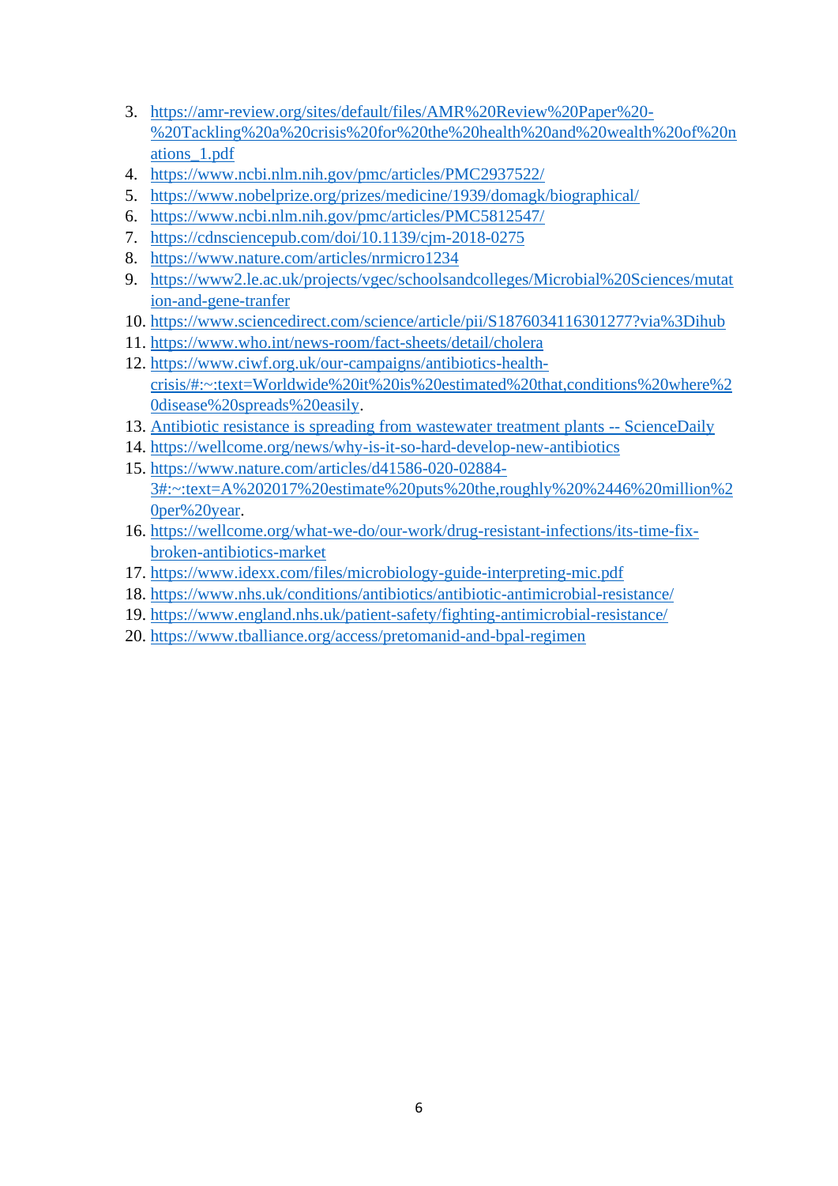3. https://amr-review.org/sites/default/files/AMR%20Review%20Paper%20-%20Tackling%20a%20crisis%20for%20the%20health%20and%20wealth%20of%20nations_1.pdf
4. https://www.ncbi.nlm.nih.gov/pmc/articles/PMC2937522/
5. https://www.nobelprize.org/prizes/medicine/1939/domagk/biographical/
6. https://www.ncbi.nlm.nih.gov/pmc/articles/PMC5812547/
7. https://cdnsciencepub.com/doi/10.1139/cjm-2018-0275
8. https://www.nature.com/articles/nrmicro1234
9. https://www2.le.ac.uk/projects/vgec/schoolsandcolleges/Microbial%20Sciences/mutation-and-gene-tranfer
10. https://www.sciencedirect.com/science/article/pii/S1876034116301277?via%3Dihub
11. https://www.who.int/news-room/fact-sheets/detail/cholera
12. https://www.ciwf.org.uk/our-campaigns/antibiotics-health-crisis/#:~:text=Worldwide%20it%20is%20estimated%20that,conditions%20where%20disease%20spreads%20easily.
13. Antibiotic resistance is spreading from wastewater treatment plants -- ScienceDaily
14. https://wellcome.org/news/why-is-it-so-hard-develop-new-antibiotics
15. https://www.nature.com/articles/d41586-020-02884-3#:~:text=A%202017%20estimate%20puts%20the,roughly%20%2446%20million%20per%20year.
16. https://wellcome.org/what-we-do/our-work/drug-resistant-infections/its-time-fix-broken-antibiotics-market
17. https://www.idexx.com/files/microbiology-guide-interpreting-mic.pdf
18. https://www.nhs.uk/conditions/antibiotics/antibiotic-antimicrobial-resistance/
19. https://www.england.nhs.uk/patient-safety/fighting-antimicrobial-resistance/
20. https://www.tballiance.org/access/pretomanid-and-bpal-regimen